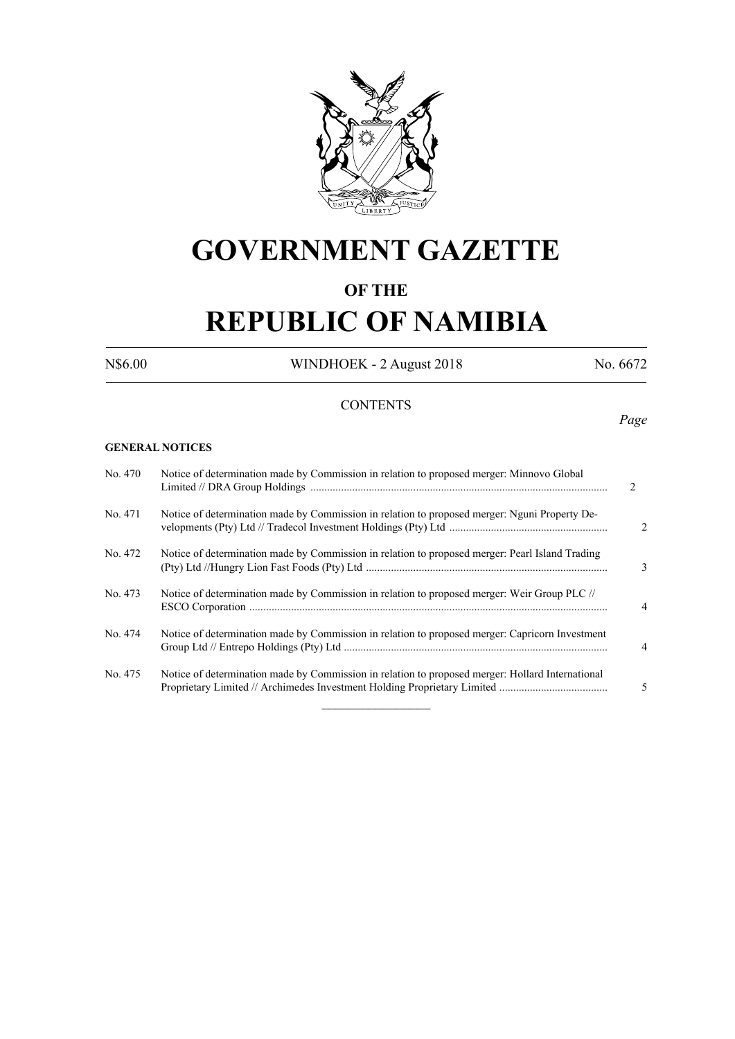# GOVERNMENT GAZETTE

## OF THE

# REPUBLIC OF NAMIBIA

N$6.00 WINDHOEK - 2 August 2018 No. 6672

CONTENTS

*Page*

**GENERAL NOTICES**

| No. | Contents | Page |
|---|---|---|
| No. 470 | Notice of determination made by Commission in relation to proposed merger: Minnovo Global Limited // DRA Group Holdings | 2 |
| No. 471 | Notice of determination made by Commission in relation to proposed merger: Nguni Property Developments (Pty) Ltd // Tradecol Investment Holdings (Pty) Ltd | 2 |
| No. 472 | Notice of determination made by Commission in relation to proposed merger: Pearl Island Trading (Pty) Ltd //Hungry Lion Fast Foods (Pty) Ltd | 3 |
| No. 473 | Notice of determination made by Commission in relation to proposed merger: Weir Group PLC // ESCO Corporation | 4 |
| No. 474 | Notice of determination made by Commission in relation to proposed merger: Capricorn Investment Group Ltd // Entrepo Holdings (Pty) Ltd | 4 |
| No. 475 | Notice of determination made by Commission in relation to proposed merger: Hollard International Proprietary Limited // Archimedes Investment Holding Proprietary Limited | 5 |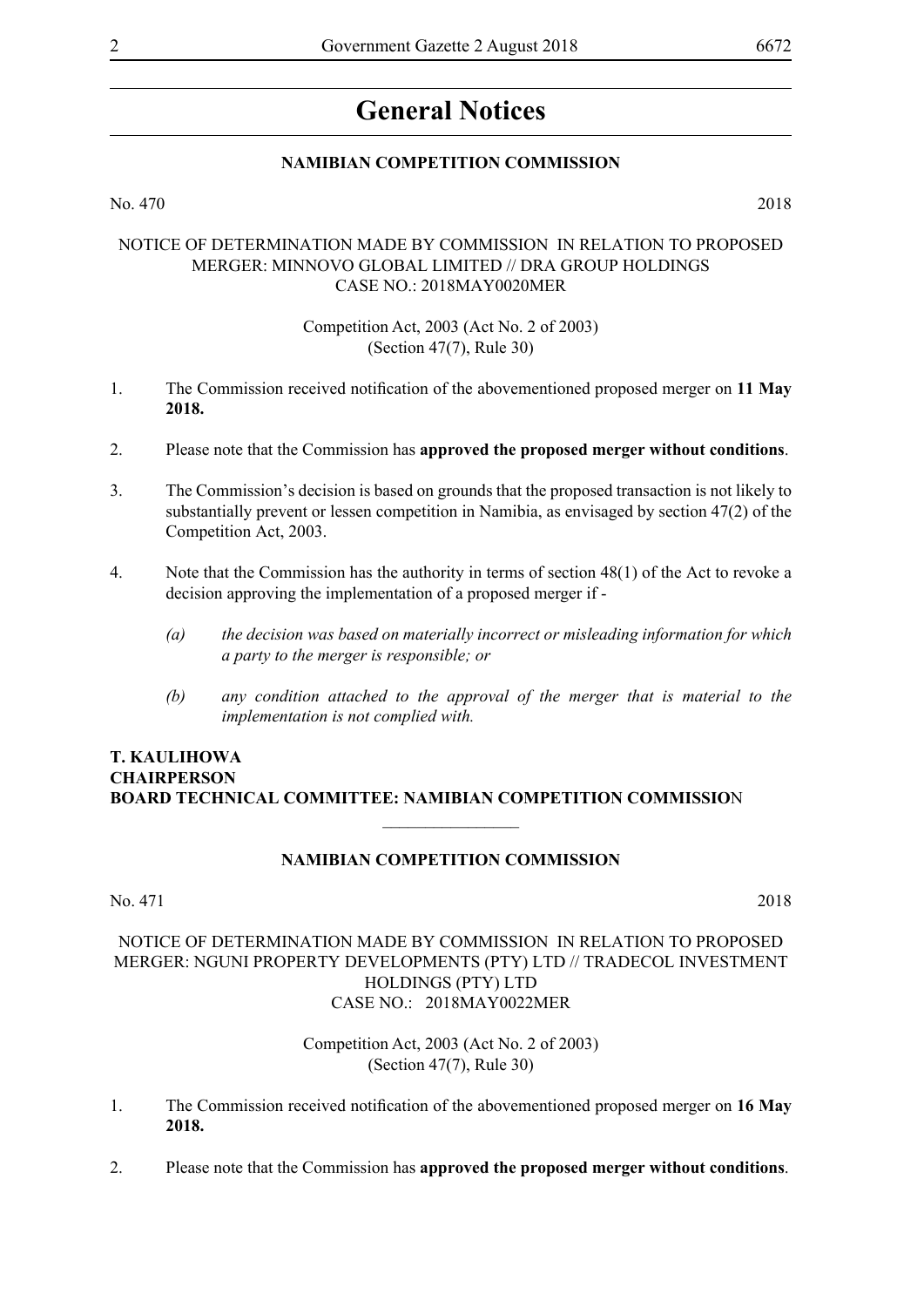# General Notices

## NAMIBIAN COMPETITION COMMISSION

No. 470 2018

NOTICE OF DETERMINATION MADE BY COMMISSION IN RELATION TO PROPOSED MERGER: MINNOVO GLOBAL LIMITED // DRA GROUP HOLDINGS
CASE NO.: 2018MAY0020MER

Competition Act, 2003 (Act No. 2 of 2003)
(Section 47(7), Rule 30)

1. The Commission received notification of the abovementioned proposed merger on **11 May 2018.**

2. Please note that the Commission has **approved the proposed merger without conditions**.

3. The Commission's decision is based on grounds that the proposed transaction is not likely to substantially prevent or lessen competition in Namibia, as envisaged by section 47(2) of the Competition Act, 2003.

4. Note that the Commission has the authority in terms of section 48(1) of the Act to revoke a decision approving the implementation of a proposed merger if -

   *(a) the decision was based on materially incorrect or misleading information for which a party to the merger is responsible; or*

   *(b) any condition attached to the approval of the merger that is material to the implementation is not complied with.*

**T. KAULIHOWA**
**CHAIRPERSON**
**BOARD TECHNICAL COMMITTEE: NAMIBIAN COMPETITION COMMISSION**

---

## NAMIBIAN COMPETITION COMMISSION

No. 471 2018

NOTICE OF DETERMINATION MADE BY COMMISSION IN RELATION TO PROPOSED MERGER: NGUNI PROPERTY DEVELOPMENTS (PTY) LTD // TRADECOL INVESTMENT HOLDINGS (PTY) LTD
CASE NO.: 2018MAY0022MER

Competition Act, 2003 (Act No. 2 of 2003)
(Section 47(7), Rule 30)

1. The Commission received notification of the abovementioned proposed merger on **16 May 2018.**

2. Please note that the Commission has **approved the proposed merger without conditions**.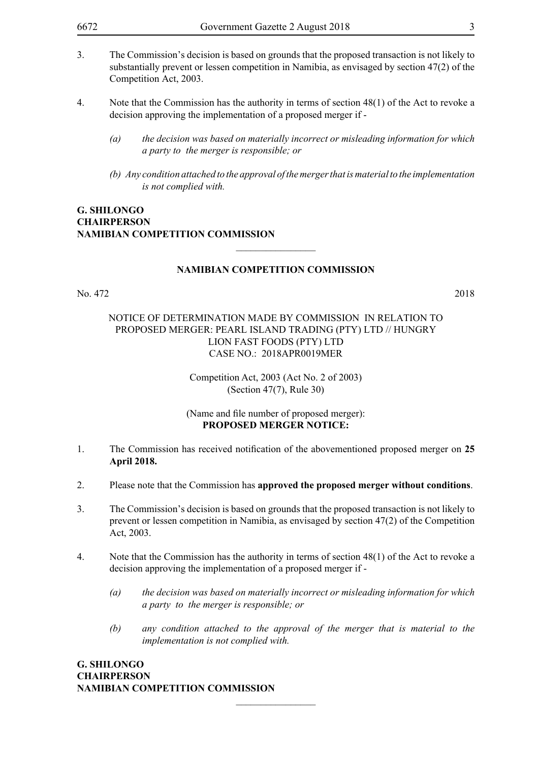3. The Commission's decision is based on grounds that the proposed transaction is not likely to substantially prevent or lessen competition in Namibia, as envisaged by section 47(2) of the Competition Act, 2003.

4. Note that the Commission has the authority in terms of section 48(1) of the Act to revoke a decision approving the implementation of a proposed merger if -

   *(a) the decision was based on materially incorrect or misleading information for which a party to the merger is responsible; or*

   *(b) Any condition attached to the approval of the merger that is material to the implementation is not complied with.*

**G. SHILONGO**
**CHAIRPERSON**
**NAMIBIAN COMPETITION COMMISSION**

---

## NAMIBIAN COMPETITION COMMISSION

No. 472 2018

NOTICE OF DETERMINATION MADE BY COMMISSION IN RELATION TO PROPOSED MERGER: PEARL ISLAND TRADING (PTY) LTD // HUNGRY LION FAST FOODS (PTY) LTD
CASE NO.: 2018APR0019MER

Competition Act, 2003 (Act No. 2 of 2003)
(Section 47(7), Rule 30)

(Name and file number of proposed merger):
**PROPOSED MERGER NOTICE:**

1. The Commission has received notification of the abovementioned proposed merger on **25 April 2018.**

2. Please note that the Commission has **approved the proposed merger without conditions**.

3. The Commission's decision is based on grounds that the proposed transaction is not likely to prevent or lessen competition in Namibia, as envisaged by section 47(2) of the Competition Act, 2003.

4. Note that the Commission has the authority in terms of section 48(1) of the Act to revoke a decision approving the implementation of a proposed merger if -

   *(a) the decision was based on materially incorrect or misleading information for which a party to the merger is responsible; or*

   *(b) any condition attached to the approval of the merger that is material to the implementation is not complied with.*

**G. SHILONGO**
**CHAIRPERSON**
**NAMIBIAN COMPETITION COMMISSION**

---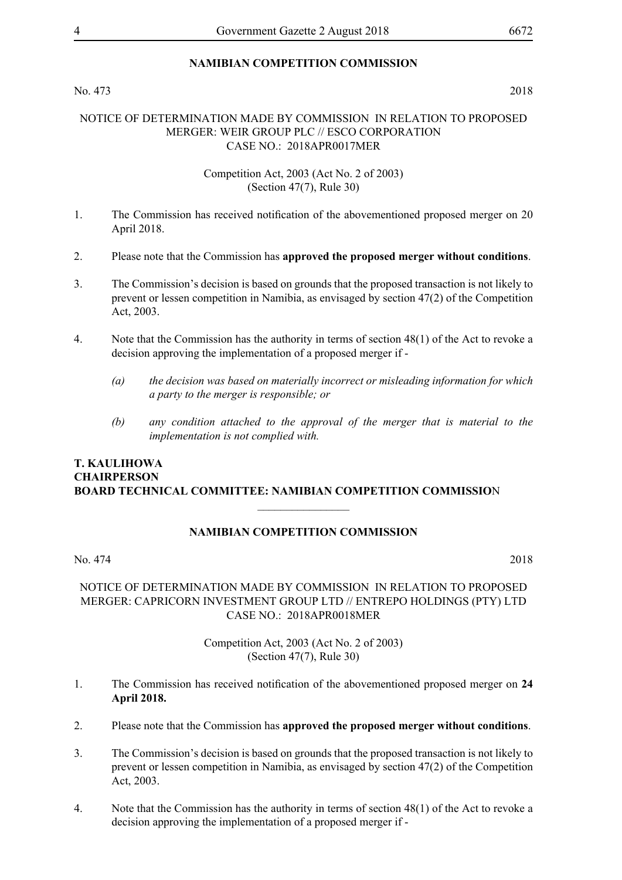## NAMIBIAN COMPETITION COMMISSION

No. 473 2018

NOTICE OF DETERMINATION MADE BY COMMISSION IN RELATION TO PROPOSED MERGER: WEIR GROUP PLC // ESCO CORPORATION
CASE NO.: 2018APR0017MER

Competition Act, 2003 (Act No. 2 of 2003)
(Section 47(7), Rule 30)

1. The Commission has received notification of the abovementioned proposed merger on 20 April 2018.

2. Please note that the Commission has **approved the proposed merger without conditions**.

3. The Commission's decision is based on grounds that the proposed transaction is not likely to prevent or lessen competition in Namibia, as envisaged by section 47(2) of the Competition Act, 2003.

4. Note that the Commission has the authority in terms of section 48(1) of the Act to revoke a decision approving the implementation of a proposed merger if -

   *(a) the decision was based on materially incorrect or misleading information for which a party to the merger is responsible; or*

   *(b) any condition attached to the approval of the merger that is material to the implementation is not complied with.*

**T. KAULIHOWA**
**CHAIRPERSON**
**BOARD TECHNICAL COMMITTEE: NAMIBIAN COMPETITION COMMISSION**

---

## NAMIBIAN COMPETITION COMMISSION

No. 474 2018

NOTICE OF DETERMINATION MADE BY COMMISSION IN RELATION TO PROPOSED MERGER: CAPRICORN INVESTMENT GROUP LTD // ENTREPO HOLDINGS (PTY) LTD
CASE NO.: 2018APR0018MER

Competition Act, 2003 (Act No. 2 of 2003)
(Section 47(7), Rule 30)

1. The Commission has received notification of the abovementioned proposed merger on **24 April 2018.**

2. Please note that the Commission has **approved the proposed merger without conditions**.

3. The Commission's decision is based on grounds that the proposed transaction is not likely to prevent or lessen competition in Namibia, as envisaged by section 47(2) of the Competition Act, 2003.

4. Note that the Commission has the authority in terms of section 48(1) of the Act to revoke a decision approving the implementation of a proposed merger if -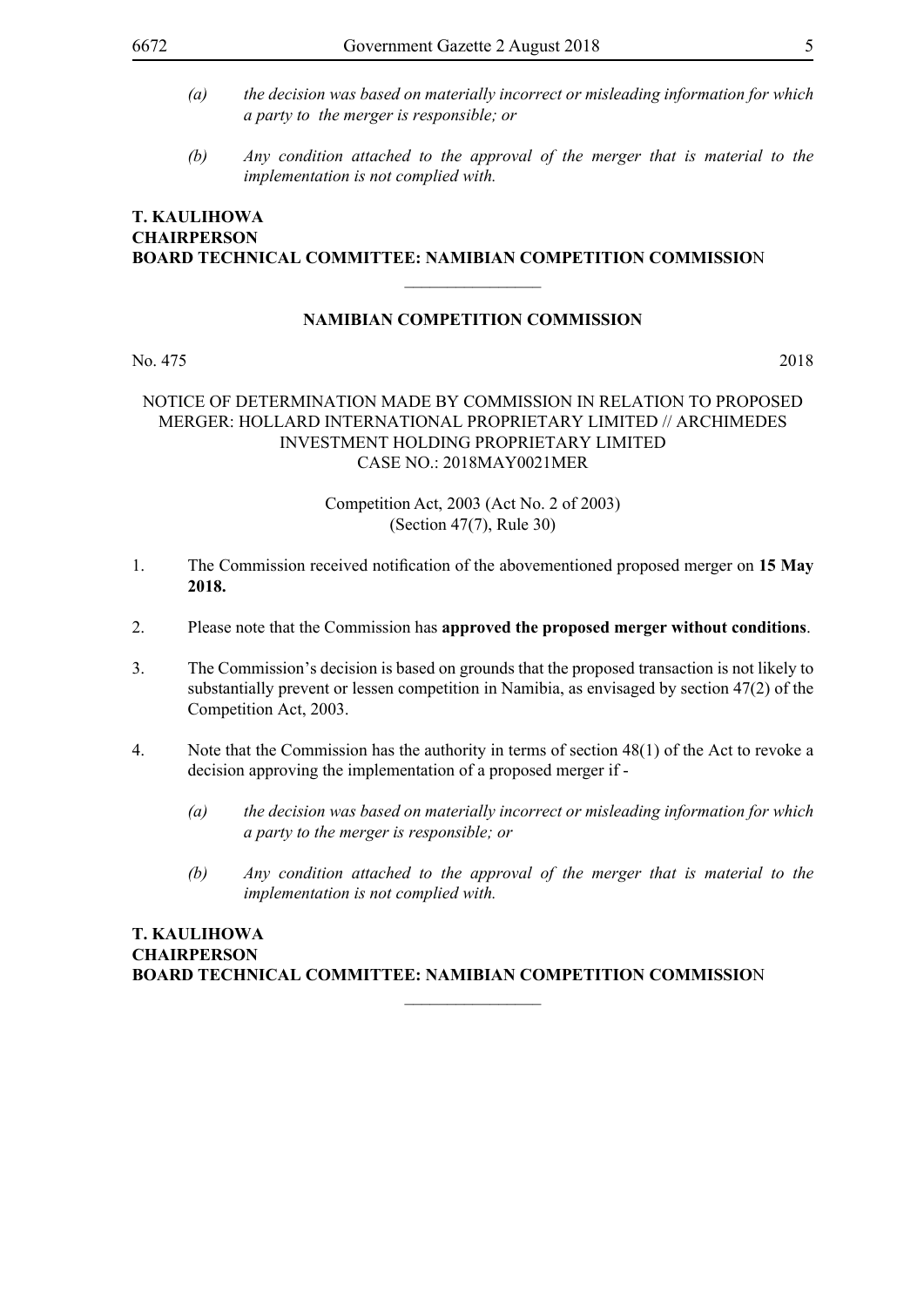*(a) the decision was based on materially incorrect or misleading information for which a party to the merger is responsible; or*

*(b) Any condition attached to the approval of the merger that is material to the implementation is not complied with.*

**T. KAULIHOWA**
**CHAIRPERSON**
**BOARD TECHNICAL COMMITTEE: NAMIBIAN COMPETITION COMMISSIO**N

________________

**NAMIBIAN COMPETITION COMMISSION**

No. 475 2018

NOTICE OF DETERMINATION MADE BY COMMISSION IN RELATION TO PROPOSED MERGER: HOLLARD INTERNATIONAL PROPRIETARY LIMITED // ARCHIMEDES INVESTMENT HOLDING PROPRIETARY LIMITED
CASE NO.: 2018MAY0021MER

Competition Act, 2003 (Act No. 2 of 2003)
(Section 47(7), Rule 30)

1. The Commission received notification of the abovementioned proposed merger on **15 May 2018.**

2. Please note that the Commission has **approved the proposed merger without conditions**.

3. The Commission's decision is based on grounds that the proposed transaction is not likely to substantially prevent or lessen competition in Namibia, as envisaged by section 47(2) of the Competition Act, 2003.

4. Note that the Commission has the authority in terms of section 48(1) of the Act to revoke a decision approving the implementation of a proposed merger if -

   *(a) the decision was based on materially incorrect or misleading information for which a party to the merger is responsible; or*

   *(b) Any condition attached to the approval of the merger that is material to the implementation is not complied with.*

**T. KAULIHOWA**
**CHAIRPERSON**
**BOARD TECHNICAL COMMITTEE: NAMIBIAN COMPETITION COMMISSIO**N

________________